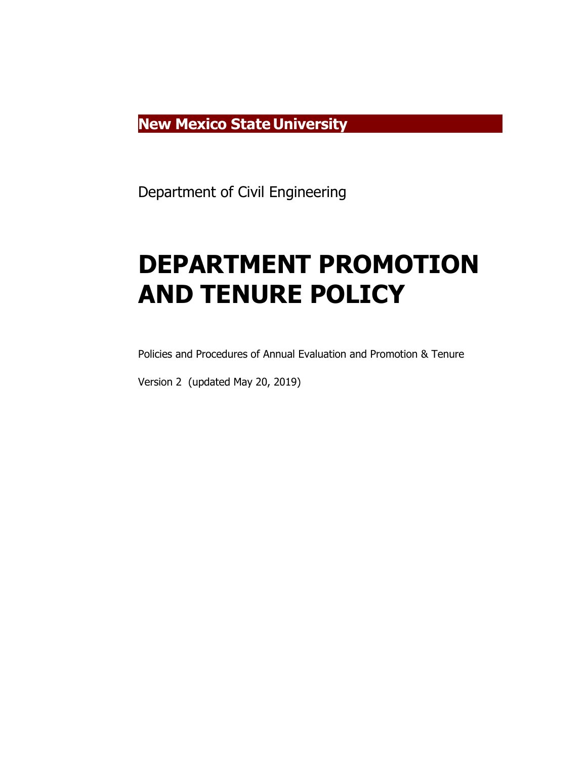**New Mexico State University**

Department of Civil Engineering

# DEPARTMENT PROMOTION AND TENURE POLICY

Policies and Procedures of Annual Evaluation and Promotion & Tenure

Version 2 (updated May 20, 2019)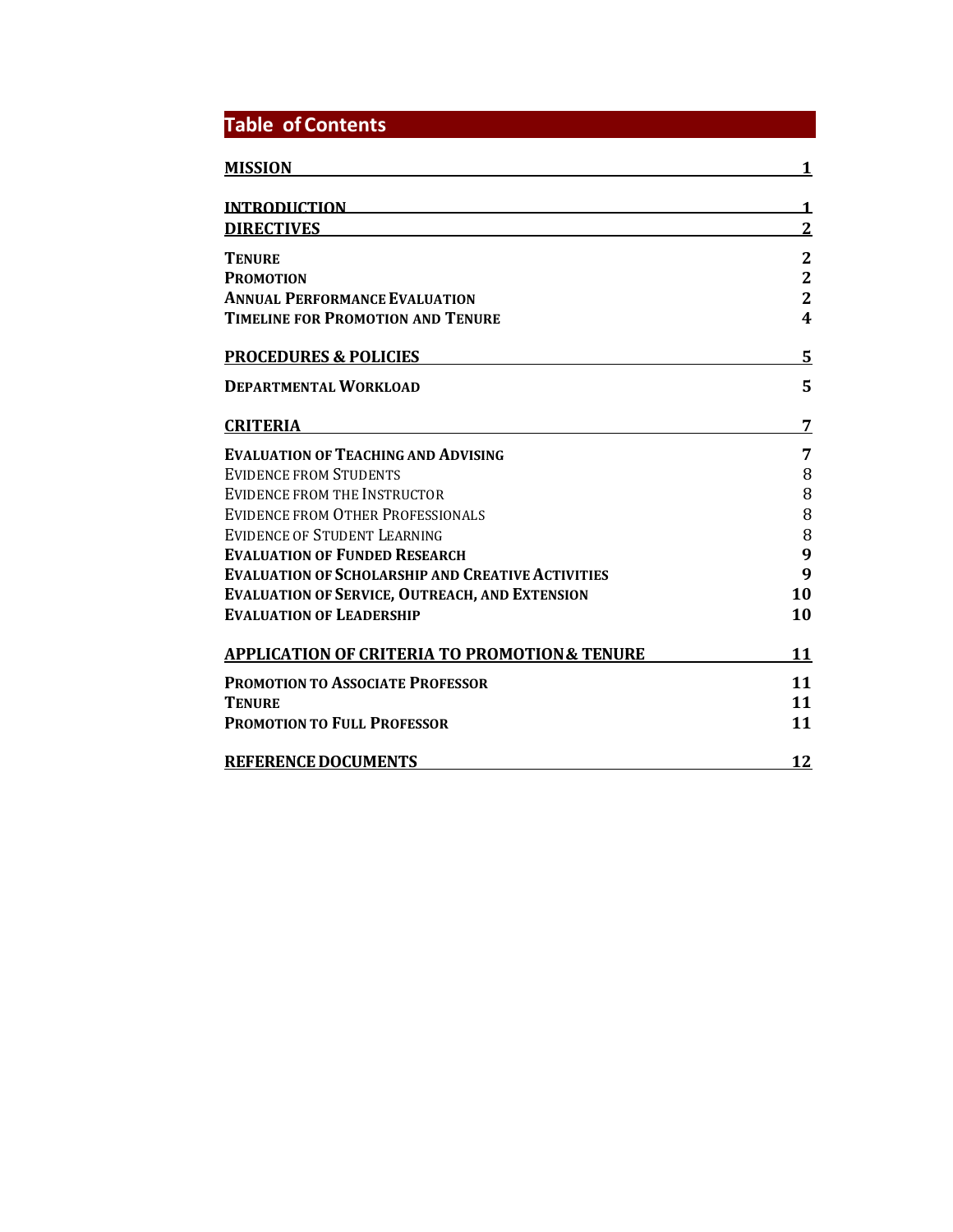## Table of Contents

| | |
|---|---|
| **MISSION** | **1** |
| **INTRODUCTION** | **1** |
| **DIRECTIVES** | **2** |
| **TENURE** | **2** |
| **PROMOTION** | **2** |
| **ANNUAL PERFORMANCE EVALUATION** | **2** |
| **TIMELINE FOR PROMOTION AND TENURE** | **4** |
| **PROCEDURES & POLICIES** | **5** |
| **DEPARTMENTAL WORKLOAD** | **5** |
| **CRITERIA** | **7** |
| **EVALUATION OF TEACHING AND ADVISING** | **7** |
| EVIDENCE FROM STUDENTS | 8 |
| EVIDENCE FROM THE INSTRUCTOR | 8 |
| EVIDENCE FROM OTHER PROFESSIONALS | 8 |
| EVIDENCE OF STUDENT LEARNING | 8 |
| **EVALUATION OF FUNDED RESEARCH** | **9** |
| **EVALUATION OF SCHOLARSHIP AND CREATIVE ACTIVITIES** | **9** |
| **EVALUATION OF SERVICE, OUTREACH, AND EXTENSION** | **10** |
| **EVALUATION OF LEADERSHIP** | **10** |
| **APPLICATION OF CRITERIA TO PROMOTION & TENURE** | **11** |
| **PROMOTION TO ASSOCIATE PROFESSOR** | **11** |
| **TENURE** | **11** |
| **PROMOTION TO FULL PROFESSOR** | **11** |
| **REFERENCE DOCUMENTS** | **12** |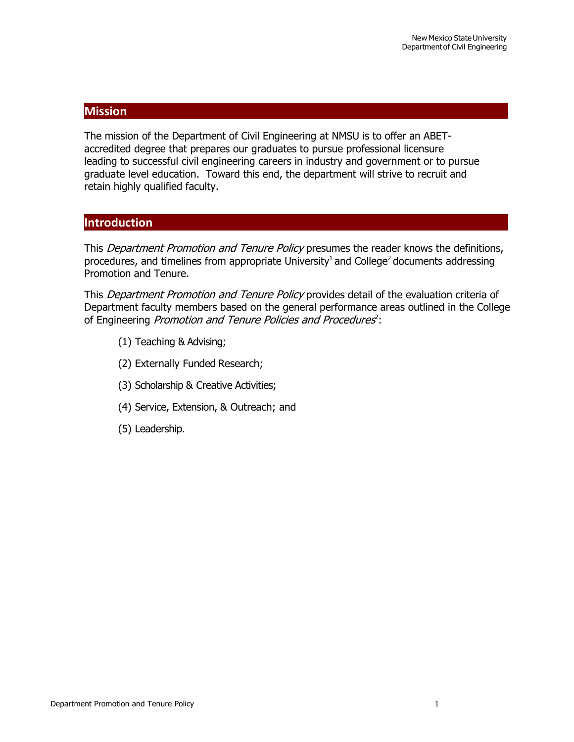## Mission

The mission of the Department of Civil Engineering at NMSU is to offer an ABET-accredited degree that prepares our graduates to pursue professional licensure leading to successful civil engineering careers in industry and government or to pursue graduate level education. Toward this end, the department will strive to recruit and retain highly qualified faculty.

## Introduction

This *Department Promotion and Tenure Policy* presumes the reader knows the definitions, procedures, and timelines from appropriate University[1] and College[2] documents addressing Promotion and Tenure.

This *Department Promotion and Tenure Policy* provides detail of the evaluation criteria of Department faculty members based on the general performance areas outlined in the College of Engineering *Promotion and Tenure Policies and Procedures*[2]:

(1) Teaching & Advising;

(2) Externally Funded Research;

(3) Scholarship & Creative Activities;

(4) Service, Extension, & Outreach; and

(5) Leadership.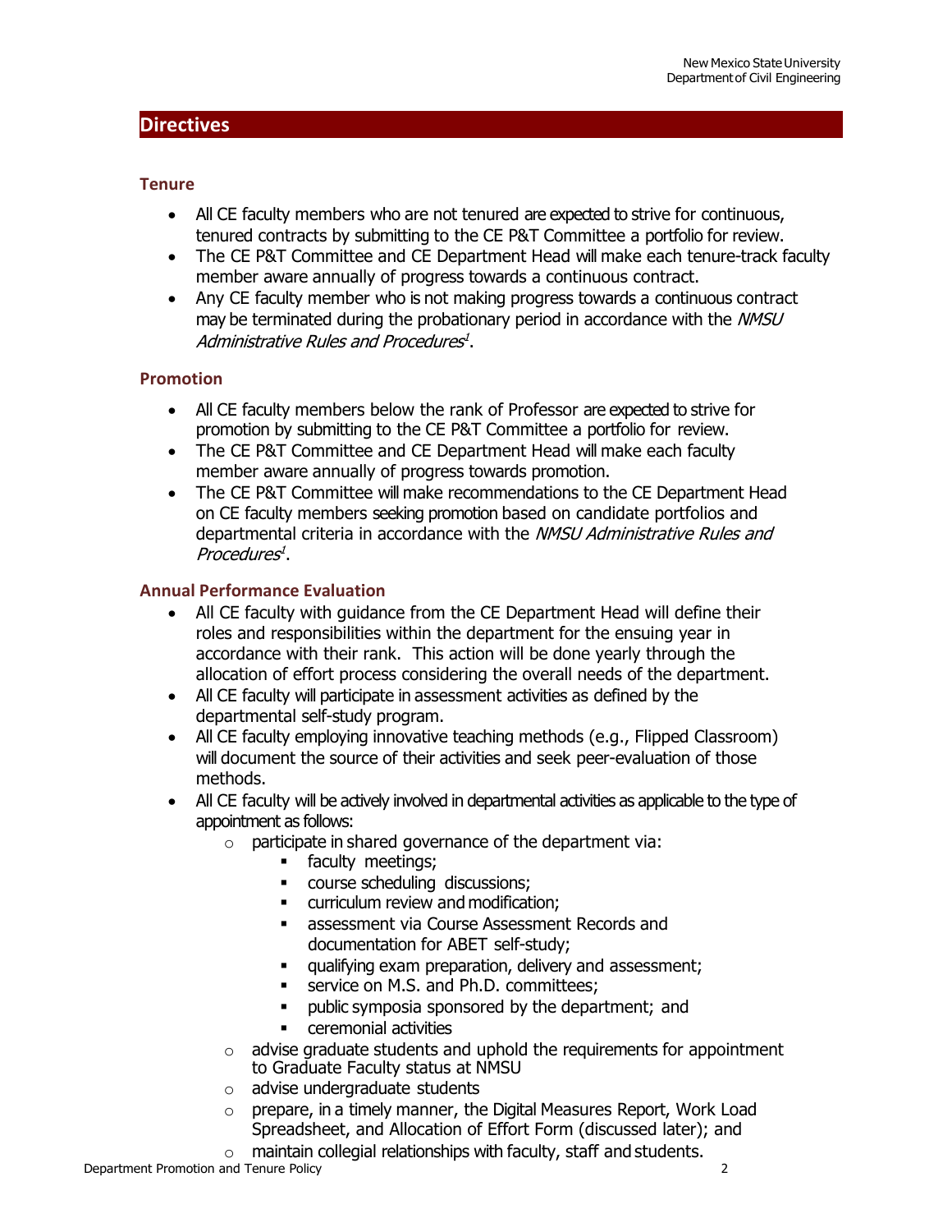## Directives

### Tenure

- All CE faculty members who are not tenured are expected to strive for continuous, tenured contracts by submitting to the CE P&T Committee a portfolio for review.
- The CE P&T Committee and CE Department Head will make each tenure-track faculty member aware annually of progress towards a continuous contract.
- Any CE faculty member who is not making progress towards a continuous contract may be terminated during the probationary period in accordance with the *NMSU Administrative Rules and Procedures*[1].

### Promotion

- All CE faculty members below the rank of Professor are expected to strive for promotion by submitting to the CE P&T Committee a portfolio for review.
- The CE P&T Committee and CE Department Head will make each faculty member aware annually of progress towards promotion.
- The CE P&T Committee will make recommendations to the CE Department Head on CE faculty members seeking promotion based on candidate portfolios and departmental criteria in accordance with the *NMSU Administrative Rules and Procedures*[1].

### Annual Performance Evaluation

- All CE faculty with guidance from the CE Department Head will define their roles and responsibilities within the department for the ensuing year in accordance with their rank. This action will be done yearly through the allocation of effort process considering the overall needs of the department.
- All CE faculty will participate in assessment activities as defined by the departmental self-study program.
- All CE faculty employing innovative teaching methods (e.g., Flipped Classroom) will document the source of their activities and seek peer-evaluation of those methods.
- All CE faculty will be actively involved in departmental activities as applicable to the type of appointment as follows:
  - participate in shared governance of the department via:
    - faculty meetings;
    - course scheduling discussions;
    - curriculum review and modification;
    - assessment via Course Assessment Records and documentation for ABET self-study;
    - qualifying exam preparation, delivery and assessment;
    - service on M.S. and Ph.D. committees;
    - public symposia sponsored by the department; and
    - ceremonial activities
  - advise graduate students and uphold the requirements for appointment to Graduate Faculty status at NMSU
  - advise undergraduate students
  - prepare, in a timely manner, the Digital Measures Report, Work Load Spreadsheet, and Allocation of Effort Form (discussed later); and
  - maintain collegial relationships with faculty, staff and students.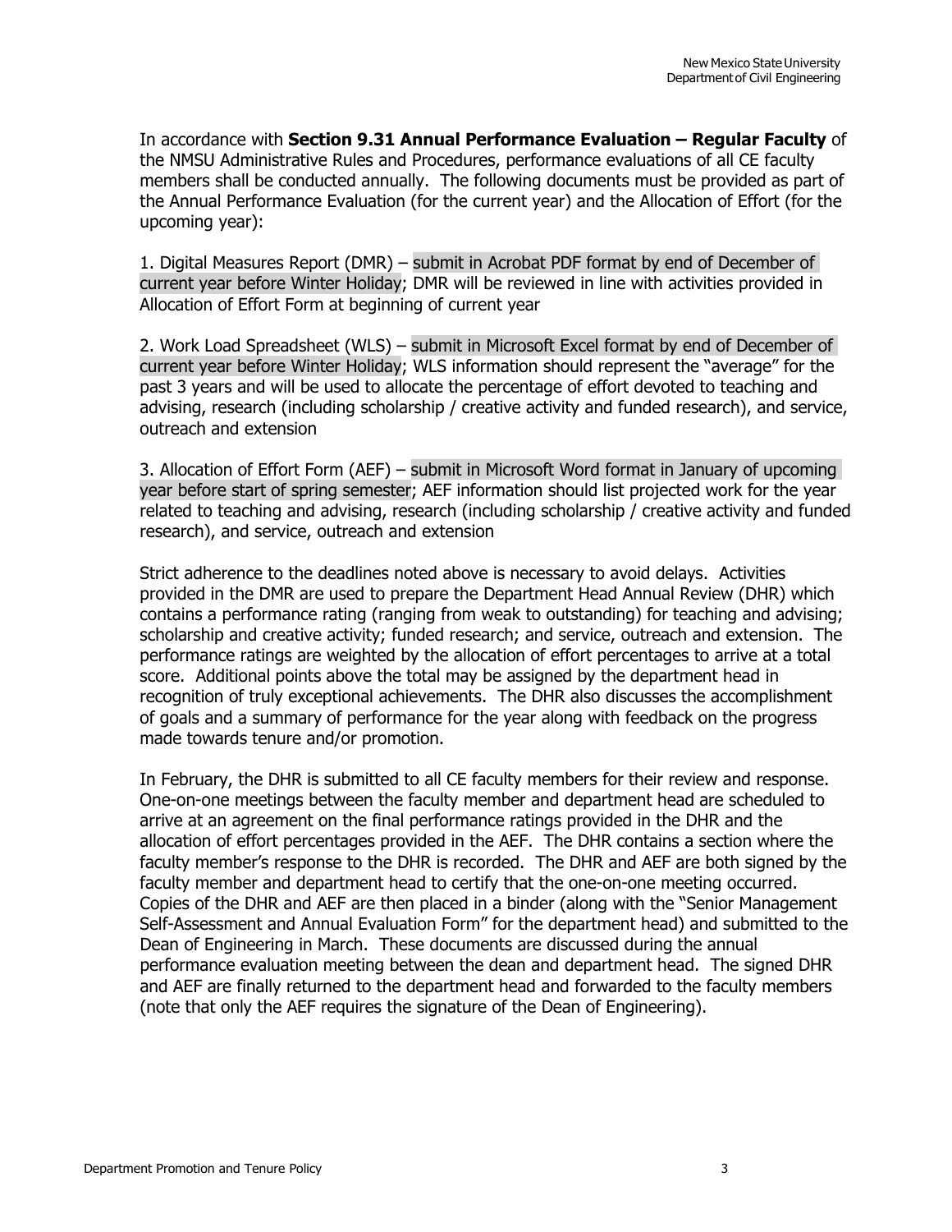In accordance with **Section 9.31 Annual Performance Evaluation – Regular Faculty** of the NMSU Administrative Rules and Procedures, performance evaluations of all CE faculty members shall be conducted annually. The following documents must be provided as part of the Annual Performance Evaluation (for the current year) and the Allocation of Effort (for the upcoming year):

1. Digital Measures Report (DMR) – submit in Acrobat PDF format by end of December of current year before Winter Holiday; DMR will be reviewed in line with activities provided in Allocation of Effort Form at beginning of current year

2. Work Load Spreadsheet (WLS) – submit in Microsoft Excel format by end of December of current year before Winter Holiday; WLS information should represent the "average" for the past 3 years and will be used to allocate the percentage of effort devoted to teaching and advising, research (including scholarship / creative activity and funded research), and service, outreach and extension

3. Allocation of Effort Form (AEF) – submit in Microsoft Word format in January of upcoming year before start of spring semester; AEF information should list projected work for the year related to teaching and advising, research (including scholarship / creative activity and funded research), and service, outreach and extension

Strict adherence to the deadlines noted above is necessary to avoid delays. Activities provided in the DMR are used to prepare the Department Head Annual Review (DHR) which contains a performance rating (ranging from weak to outstanding) for teaching and advising; scholarship and creative activity; funded research; and service, outreach and extension. The performance ratings are weighted by the allocation of effort percentages to arrive at a total score. Additional points above the total may be assigned by the department head in recognition of truly exceptional achievements. The DHR also discusses the accomplishment of goals and a summary of performance for the year along with feedback on the progress made towards tenure and/or promotion.

In February, the DHR is submitted to all CE faculty members for their review and response. One-on-one meetings between the faculty member and department head are scheduled to arrive at an agreement on the final performance ratings provided in the DHR and the allocation of effort percentages provided in the AEF. The DHR contains a section where the faculty member's response to the DHR is recorded. The DHR and AEF are both signed by the faculty member and department head to certify that the one-on-one meeting occurred. Copies of the DHR and AEF are then placed in a binder (along with the "Senior Management Self-Assessment and Annual Evaluation Form" for the department head) and submitted to the Dean of Engineering in March. These documents are discussed during the annual performance evaluation meeting between the dean and department head. The signed DHR and AEF are finally returned to the department head and forwarded to the faculty members (note that only the AEF requires the signature of the Dean of Engineering).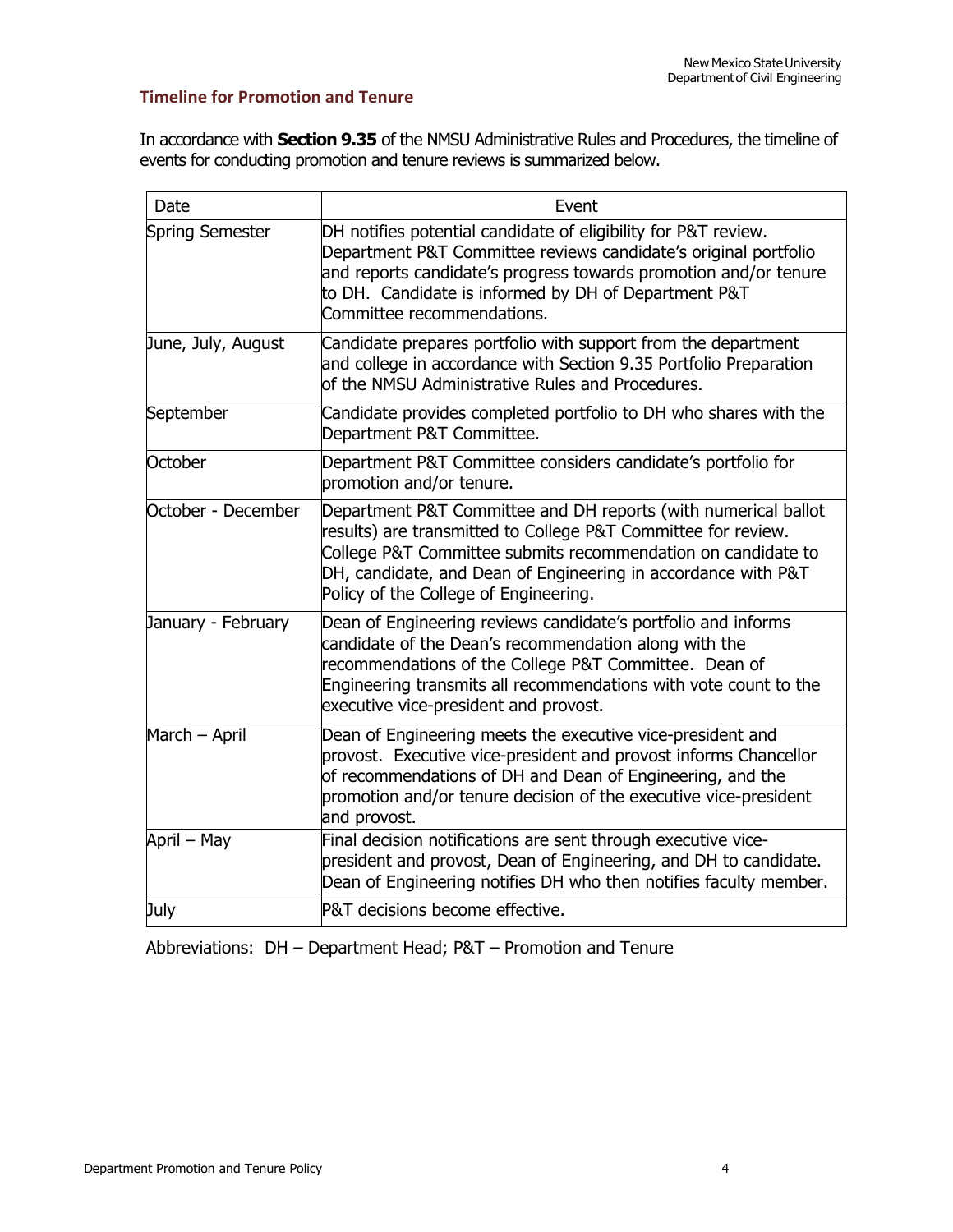## Timeline for Promotion and Tenure

In accordance with **Section 9.35** of the NMSU Administrative Rules and Procedures, the timeline of events for conducting promotion and tenure reviews is summarized below.

| Date | Event |
|---|---|
| Spring Semester | DH notifies potential candidate of eligibility for P&T review. Department P&T Committee reviews candidate's original portfolio and reports candidate's progress towards promotion and/or tenure to DH. Candidate is informed by DH of Department P&T Committee recommendations. |
| June, July, August | Candidate prepares portfolio with support from the department and college in accordance with Section 9.35 Portfolio Preparation of the NMSU Administrative Rules and Procedures. |
| September | Candidate provides completed portfolio to DH who shares with the Department P&T Committee. |
| October | Department P&T Committee considers candidate's portfolio for promotion and/or tenure. |
| October - December | Department P&T Committee and DH reports (with numerical ballot results) are transmitted to College P&T Committee for review. College P&T Committee submits recommendation on candidate to DH, candidate, and Dean of Engineering in accordance with P&T Policy of the College of Engineering. |
| January - February | Dean of Engineering reviews candidate's portfolio and informs candidate of the Dean's recommendation along with the recommendations of the College P&T Committee. Dean of Engineering transmits all recommendations with vote count to the executive vice-president and provost. |
| March – April | Dean of Engineering meets the executive vice-president and provost. Executive vice-president and provost informs Chancellor of recommendations of DH and Dean of Engineering, and the promotion and/or tenure decision of the executive vice-president and provost. |
| April – May | Final decision notifications are sent through executive vice-president and provost, Dean of Engineering, and DH to candidate. Dean of Engineering notifies DH who then notifies faculty member. |
| July | P&T decisions become effective. |

Abbreviations: DH – Department Head; P&T – Promotion and Tenure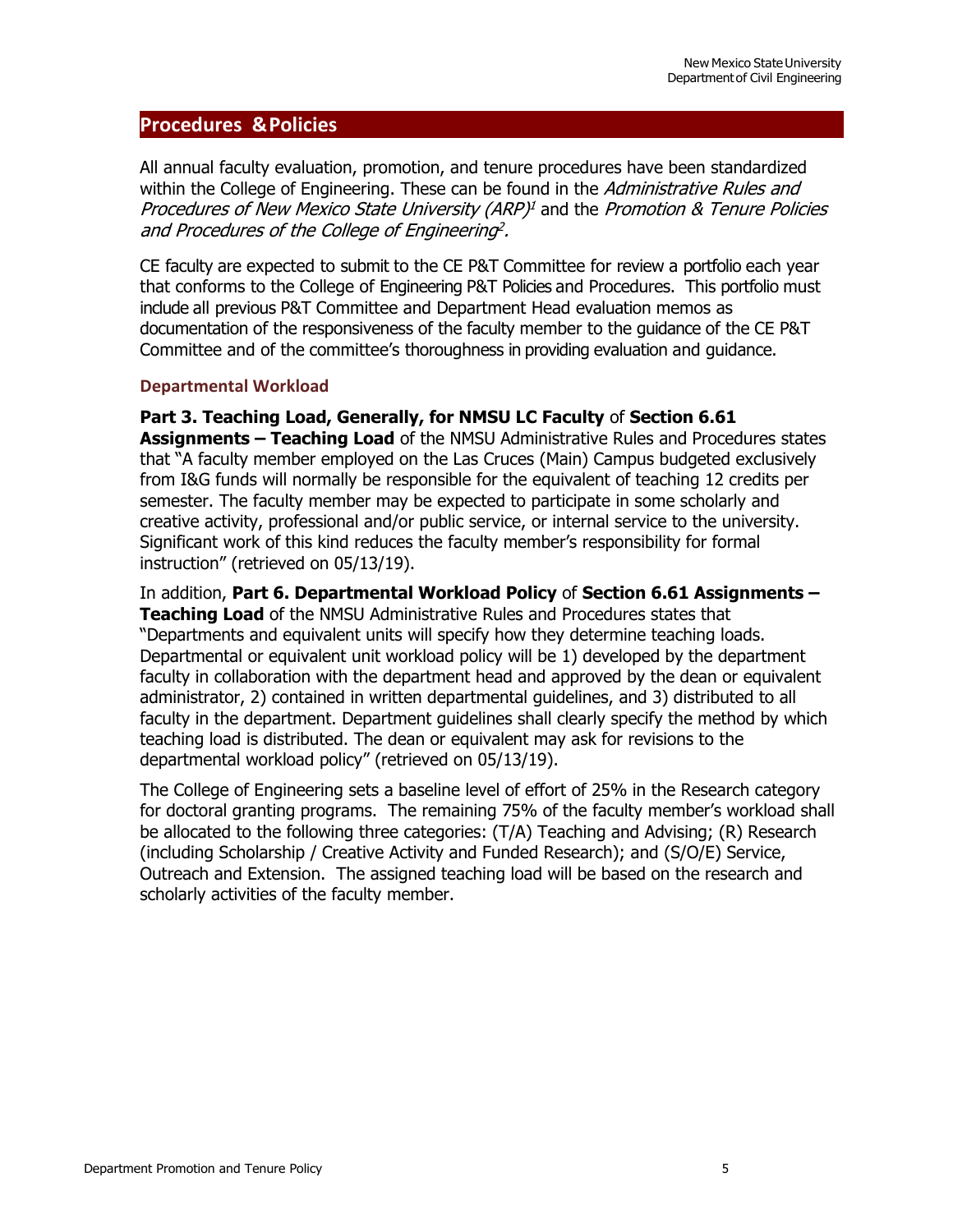## Procedures & Policies

All annual faculty evaluation, promotion, and tenure procedures have been standardized within the College of Engineering. These can be found in the *Administrative Rules and Procedures of New Mexico State University (ARP)*[1] and the *Promotion & Tenure Policies and Procedures of the College of Engineering*[2].

CE faculty are expected to submit to the CE P&T Committee for review a portfolio each year that conforms to the College of Engineering P&T Policies and Procedures. This portfolio must include all previous P&T Committee and Department Head evaluation memos as documentation of the responsiveness of the faculty member to the guidance of the CE P&T Committee and of the committee's thoroughness in providing evaluation and guidance.

### Departmental Workload

**Part 3. Teaching Load, Generally, for NMSU LC Faculty** of **Section 6.61 Assignments – Teaching Load** of the NMSU Administrative Rules and Procedures states that "A faculty member employed on the Las Cruces (Main) Campus budgeted exclusively from I&G funds will normally be responsible for the equivalent of teaching 12 credits per semester. The faculty member may be expected to participate in some scholarly and creative activity, professional and/or public service, or internal service to the university. Significant work of this kind reduces the faculty member's responsibility for formal instruction" (retrieved on 05/13/19).

In addition, **Part 6. Departmental Workload Policy** of **Section 6.61 Assignments – Teaching Load** of the NMSU Administrative Rules and Procedures states that "Departments and equivalent units will specify how they determine teaching loads. Departmental or equivalent unit workload policy will be 1) developed by the department faculty in collaboration with the department head and approved by the dean or equivalent administrator, 2) contained in written departmental guidelines, and 3) distributed to all faculty in the department. Department guidelines shall clearly specify the method by which teaching load is distributed. The dean or equivalent may ask for revisions to the departmental workload policy" (retrieved on 05/13/19).

The College of Engineering sets a baseline level of effort of 25% in the Research category for doctoral granting programs. The remaining 75% of the faculty member's workload shall be allocated to the following three categories: (T/A) Teaching and Advising; (R) Research (including Scholarship / Creative Activity and Funded Research); and (S/O/E) Service, Outreach and Extension. The assigned teaching load will be based on the research and scholarly activities of the faculty member.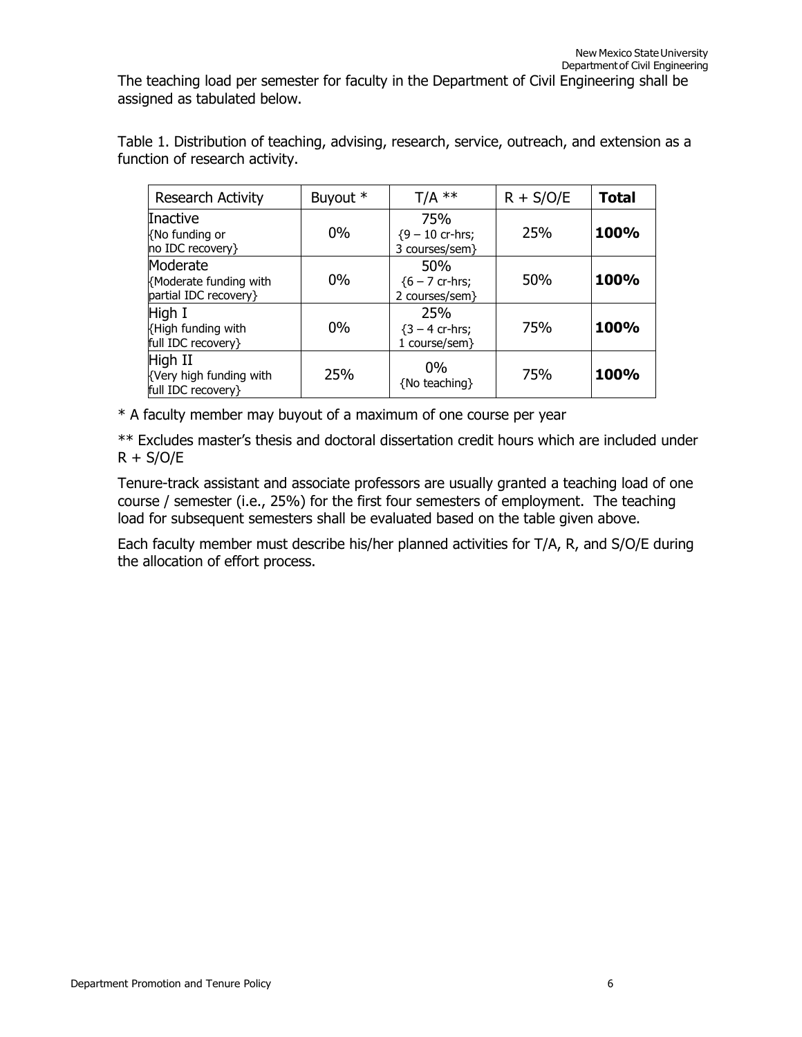The teaching load per semester for faculty in the Department of Civil Engineering shall be assigned as tabulated below.

Table 1. Distribution of teaching, advising, research, service, outreach, and extension as a function of research activity.

| Research Activity | Buyout * | T/A ** | R + S/O/E | **Total** |
|---|---|---|---|---|
| Inactive {No funding or no IDC recovery} | 0% | 75% {9 – 10 cr-hrs; 3 courses/sem} | 25% | **100%** |
| Moderate {Moderate funding with partial IDC recovery} | 0% | 50% {6 – 7 cr-hrs; 2 courses/sem} | 50% | **100%** |
| High I {High funding with full IDC recovery} | 0% | 25% {3 – 4 cr-hrs; 1 course/sem} | 75% | **100%** |
| High II {Very high funding with full IDC recovery} | 25% | 0% {No teaching} | 75% | **100%** |

* A faculty member may buyout of a maximum of one course per year

** Excludes master's thesis and doctoral dissertation credit hours which are included under R + S/O/E

Tenure-track assistant and associate professors are usually granted a teaching load of one course / semester (i.e., 25%) for the first four semesters of employment. The teaching load for subsequent semesters shall be evaluated based on the table given above.

Each faculty member must describe his/her planned activities for T/A, R, and S/O/E during the allocation of effort process.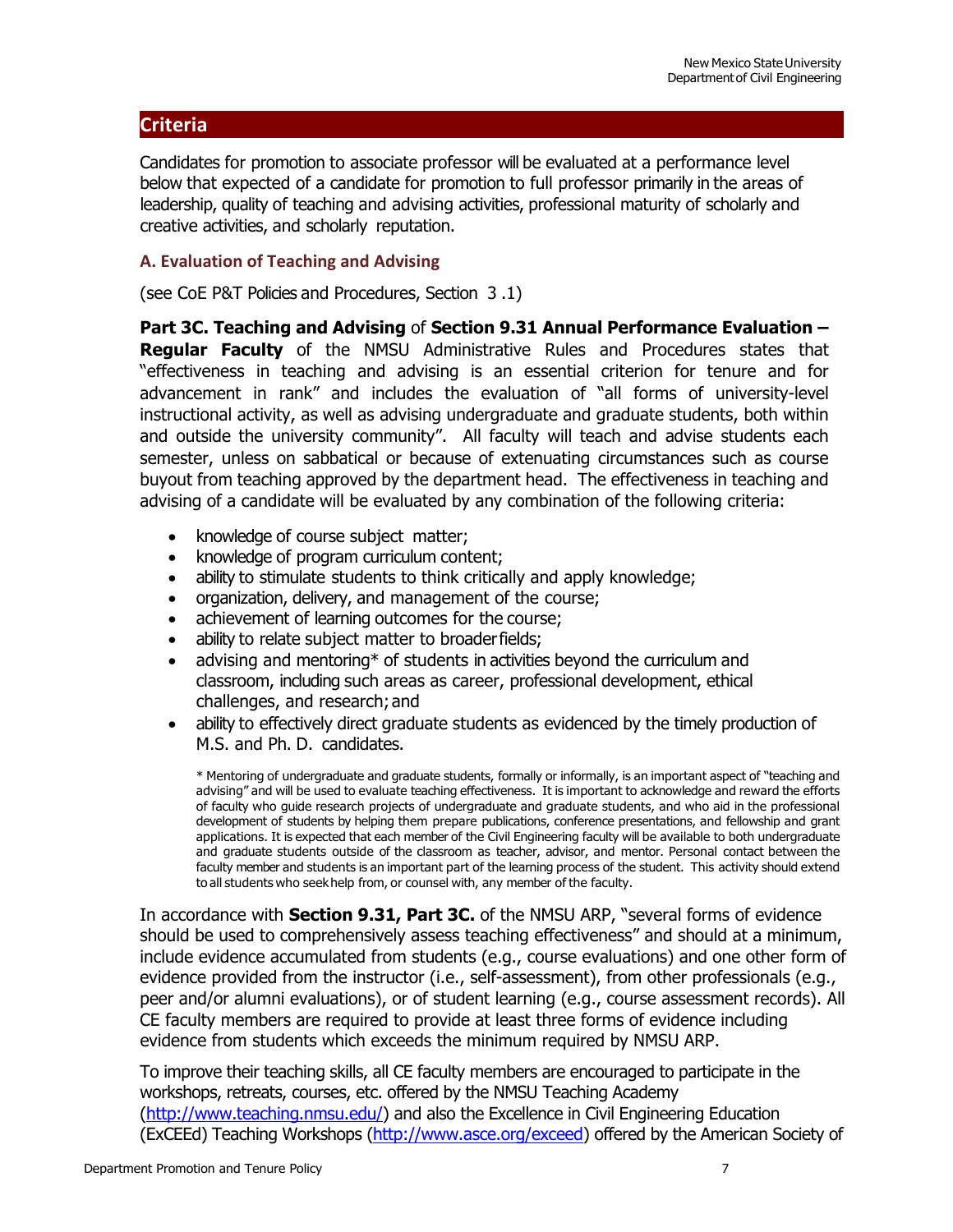## Criteria

Candidates for promotion to associate professor will be evaluated at a performance level below that expected of a candidate for promotion to full professor primarily in the areas of leadership, quality of teaching and advising activities, professional maturity of scholarly and creative activities, and scholarly reputation.

### A. Evaluation of Teaching and Advising

(see CoE P&T Policies and Procedures, Section 3 .1)

**Part 3C. Teaching and Advising** of **Section 9.31 Annual Performance Evaluation – Regular Faculty** of the NMSU Administrative Rules and Procedures states that "effectiveness in teaching and advising is an essential criterion for tenure and for advancement in rank" and includes the evaluation of "all forms of university-level instructional activity, as well as advising undergraduate and graduate students, both within and outside the university community". All faculty will teach and advise students each semester, unless on sabbatical or because of extenuating circumstances such as course buyout from teaching approved by the department head. The effectiveness in teaching and advising of a candidate will be evaluated by any combination of the following criteria:

- knowledge of course subject matter;
- knowledge of program curriculum content;
- ability to stimulate students to think critically and apply knowledge;
- organization, delivery, and management of the course;
- achievement of learning outcomes for the course;
- ability to relate subject matter to broader fields;
- advising and mentoring* of students in activities beyond the curriculum and classroom, including such areas as career, professional development, ethical challenges, and research; and
- ability to effectively direct graduate students as evidenced by the timely production of M.S. and Ph. D. candidates.

\* Mentoring of undergraduate and graduate students, formally or informally, is an important aspect of "teaching and advising" and will be used to evaluate teaching effectiveness. It is important to acknowledge and reward the efforts of faculty who guide research projects of undergraduate and graduate students, and who aid in the professional development of students by helping them prepare publications, conference presentations, and fellowship and grant applications. It is expected that each member of the Civil Engineering faculty will be available to both undergraduate and graduate students outside of the classroom as teacher, advisor, and mentor. Personal contact between the faculty member and students is an important part of the learning process of the student. This activity should extend to all students who seek help from, or counsel with, any member of the faculty.

In accordance with **Section 9.31, Part 3C.** of the NMSU ARP, "several forms of evidence should be used to comprehensively assess teaching effectiveness" and should at a minimum, include evidence accumulated from students (e.g., course evaluations) and one other form of evidence provided from the instructor (i.e., self-assessment), from other professionals (e.g., peer and/or alumni evaluations), or of student learning (e.g., course assessment records). All CE faculty members are required to provide at least three forms of evidence including evidence from students which exceeds the minimum required by NMSU ARP.

To improve their teaching skills, all CE faculty members are encouraged to participate in the workshops, retreats, courses, etc. offered by the NMSU Teaching Academy ([http://www.teaching.nmsu.edu/](http://www.teaching.nmsu.edu/)) and also the Excellence in Civil Engineering Education (ExCEEd) Teaching Workshops ([http://www.asce.org/exceed](http://www.asce.org/exceed)) offered by the American Society of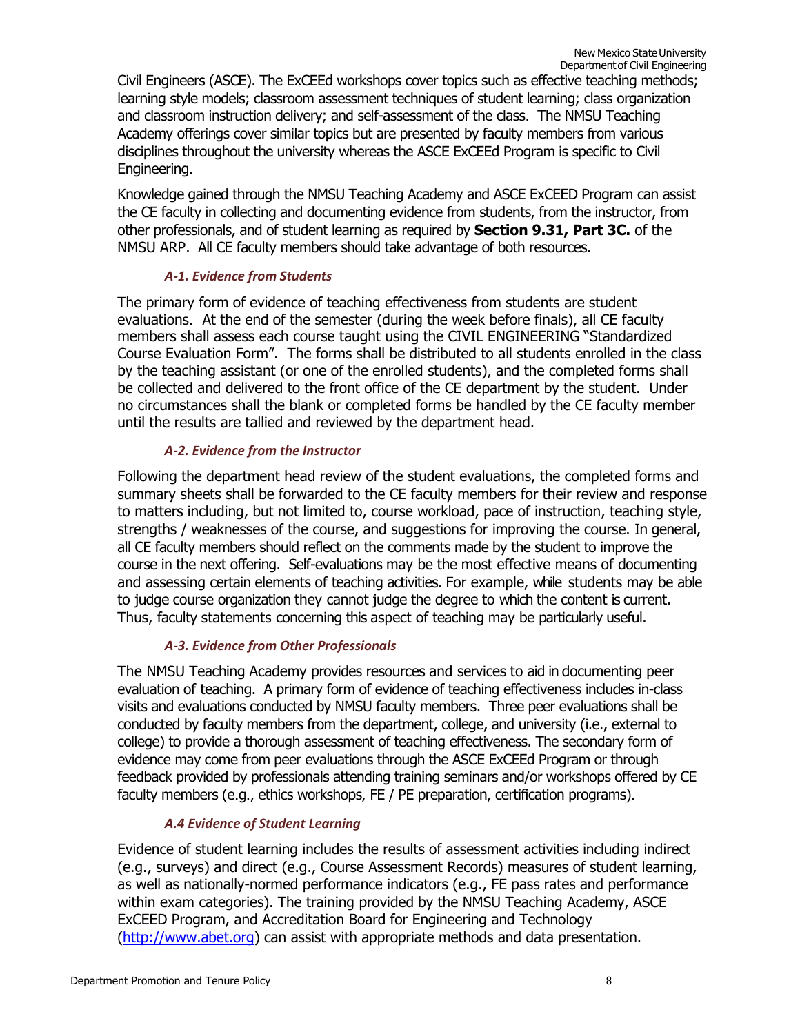Civil Engineers (ASCE). The ExCEEd workshops cover topics such as effective teaching methods; learning style models; classroom assessment techniques of student learning; class organization and classroom instruction delivery; and self-assessment of the class. The NMSU Teaching Academy offerings cover similar topics but are presented by faculty members from various disciplines throughout the university whereas the ASCE ExCEEd Program is specific to Civil Engineering.

Knowledge gained through the NMSU Teaching Academy and ASCE ExCEED Program can assist the CE faculty in collecting and documenting evidence from students, from the instructor, from other professionals, and of student learning as required by **Section 9.31, Part 3C.** of the NMSU ARP. All CE faculty members should take advantage of both resources.

#### *A-1. Evidence from Students*

The primary form of evidence of teaching effectiveness from students are student evaluations. At the end of the semester (during the week before finals), all CE faculty members shall assess each course taught using the CIVIL ENGINEERING "Standardized Course Evaluation Form". The forms shall be distributed to all students enrolled in the class by the teaching assistant (or one of the enrolled students), and the completed forms shall be collected and delivered to the front office of the CE department by the student. Under no circumstances shall the blank or completed forms be handled by the CE faculty member until the results are tallied and reviewed by the department head.

#### *A-2. Evidence from the Instructor*

Following the department head review of the student evaluations, the completed forms and summary sheets shall be forwarded to the CE faculty members for their review and response to matters including, but not limited to, course workload, pace of instruction, teaching style, strengths / weaknesses of the course, and suggestions for improving the course. In general, all CE faculty members should reflect on the comments made by the student to improve the course in the next offering. Self-evaluations may be the most effective means of documenting and assessing certain elements of teaching activities. For example, while students may be able to judge course organization they cannot judge the degree to which the content is current. Thus, faculty statements concerning this aspect of teaching may be particularly useful.

#### *A-3. Evidence from Other Professionals*

The NMSU Teaching Academy provides resources and services to aid in documenting peer evaluation of teaching. A primary form of evidence of teaching effectiveness includes in-class visits and evaluations conducted by NMSU faculty members. Three peer evaluations shall be conducted by faculty members from the department, college, and university (i.e., external to college) to provide a thorough assessment of teaching effectiveness. The secondary form of evidence may come from peer evaluations through the ASCE ExCEEd Program or through feedback provided by professionals attending training seminars and/or workshops offered by CE faculty members (e.g., ethics workshops, FE / PE preparation, certification programs).

#### *A.4 Evidence of Student Learning*

Evidence of student learning includes the results of assessment activities including indirect (e.g., surveys) and direct (e.g., Course Assessment Records) measures of student learning, as well as nationally-normed performance indicators (e.g., FE pass rates and performance within exam categories). The training provided by the NMSU Teaching Academy, ASCE ExCEED Program, and Accreditation Board for Engineering and Technology (http://www.abet.org) can assist with appropriate methods and data presentation.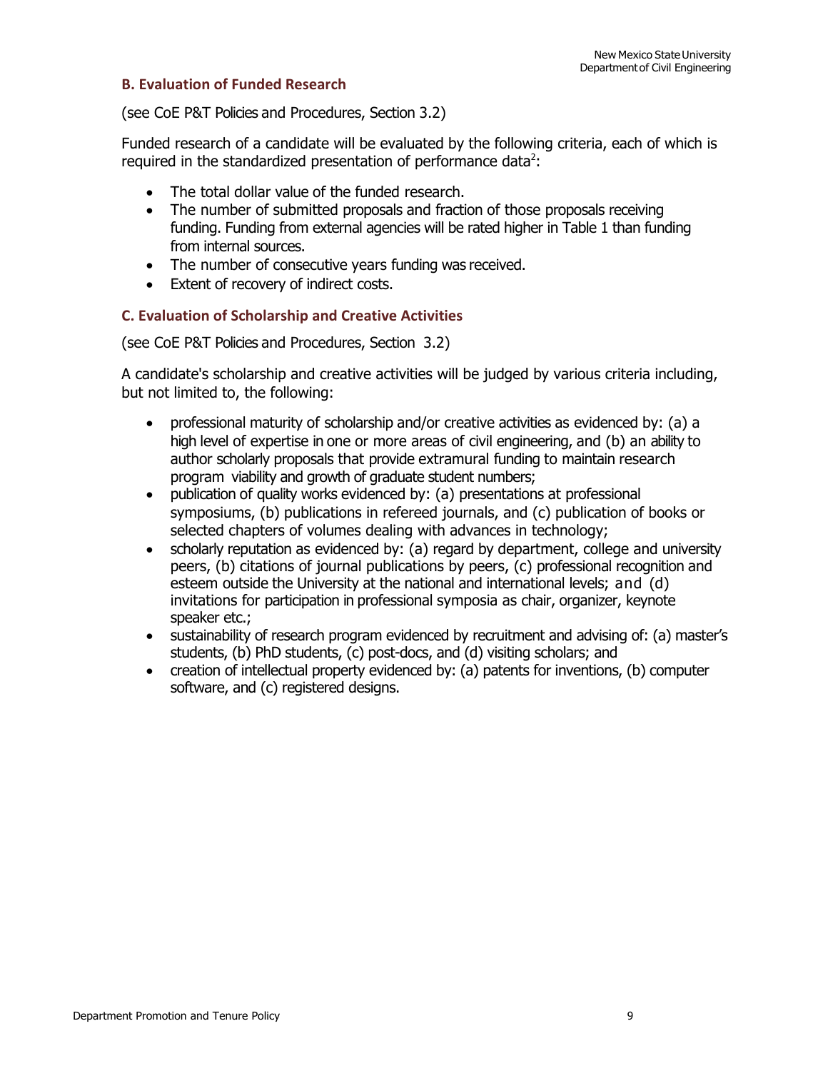### B. Evaluation of Funded Research

(see CoE P&T Policies and Procedures, Section 3.2)

Funded research of a candidate will be evaluated by the following criteria, each of which is required in the standardized presentation of performance data[2]:

- The total dollar value of the funded research.
- The number of submitted proposals and fraction of those proposals receiving funding. Funding from external agencies will be rated higher in Table 1 than funding from internal sources.
- The number of consecutive years funding was received.
- Extent of recovery of indirect costs.

### C. Evaluation of Scholarship and Creative Activities

(see CoE P&T Policies and Procedures, Section 3.2)

A candidate's scholarship and creative activities will be judged by various criteria including, but not limited to, the following:

- professional maturity of scholarship and/or creative activities as evidenced by: (a) a high level of expertise in one or more areas of civil engineering, and (b) an ability to author scholarly proposals that provide extramural funding to maintain research program viability and growth of graduate student numbers;
- publication of quality works evidenced by: (a) presentations at professional symposiums, (b) publications in refereed journals, and (c) publication of books or selected chapters of volumes dealing with advances in technology;
- scholarly reputation as evidenced by: (a) regard by department, college and university peers, (b) citations of journal publications by peers, (c) professional recognition and esteem outside the University at the national and international levels; and (d) invitations for participation in professional symposia as chair, organizer, keynote speaker etc.;
- sustainability of research program evidenced by recruitment and advising of: (a) master's students, (b) PhD students, (c) post-docs, and (d) visiting scholars; and
- creation of intellectual property evidenced by: (a) patents for inventions, (b) computer software, and (c) registered designs.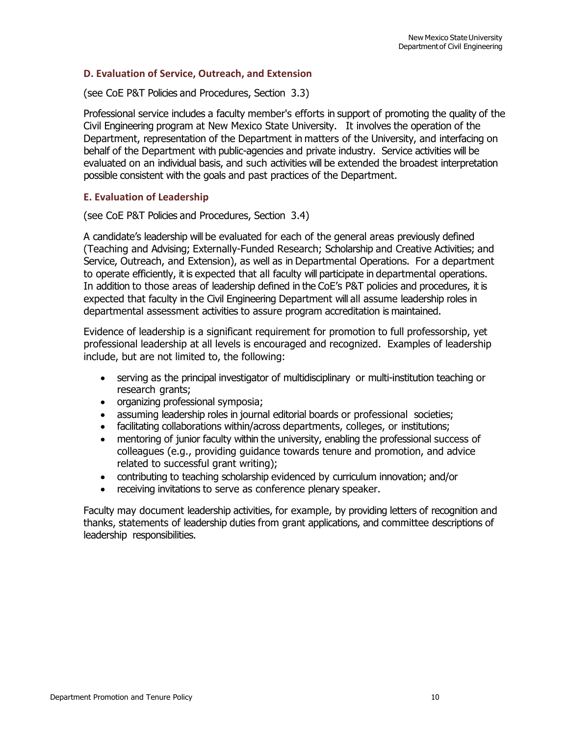### D. Evaluation of Service, Outreach, and Extension

(see CoE P&T Policies and Procedures, Section 3.3)

Professional service includes a faculty member's efforts in support of promoting the quality of the Civil Engineering program at New Mexico State University. It involves the operation of the Department, representation of the Department in matters of the University, and interfacing on behalf of the Department with public-agencies and private industry. Service activities will be evaluated on an individual basis, and such activities will be extended the broadest interpretation possible consistent with the goals and past practices of the Department.

### E. Evaluation of Leadership

(see CoE P&T Policies and Procedures, Section 3.4)

A candidate's leadership will be evaluated for each of the general areas previously defined (Teaching and Advising; Externally-Funded Research; Scholarship and Creative Activities; and Service, Outreach, and Extension), as well as in Departmental Operations. For a department to operate efficiently, it is expected that all faculty will participate in departmental operations. In addition to those areas of leadership defined in the CoE's P&T policies and procedures, it is expected that faculty in the Civil Engineering Department will all assume leadership roles in departmental assessment activities to assure program accreditation is maintained.

Evidence of leadership is a significant requirement for promotion to full professorship, yet professional leadership at all levels is encouraged and recognized. Examples of leadership include, but are not limited to, the following:

- serving as the principal investigator of multidisciplinary or multi-institution teaching or research grants;
- organizing professional symposia;
- assuming leadership roles in journal editorial boards or professional societies;
- facilitating collaborations within/across departments, colleges, or institutions;
- mentoring of junior faculty within the university, enabling the professional success of colleagues (e.g., providing guidance towards tenure and promotion, and advice related to successful grant writing);
- contributing to teaching scholarship evidenced by curriculum innovation; and/or
- receiving invitations to serve as conference plenary speaker.

Faculty may document leadership activities, for example, by providing letters of recognition and thanks, statements of leadership duties from grant applications, and committee descriptions of leadership responsibilities.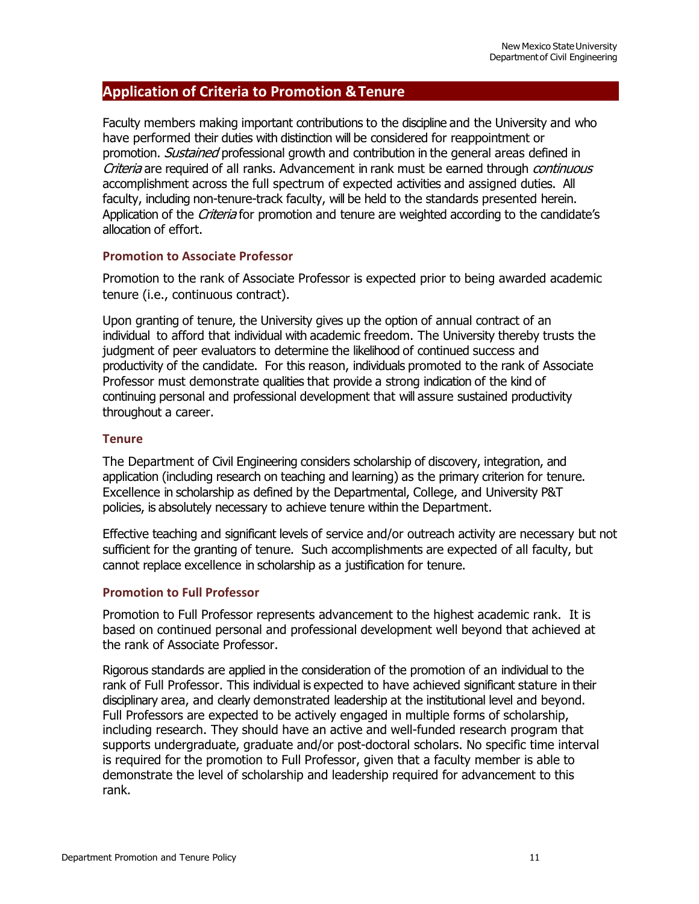## Application of Criteria to Promotion & Tenure

Faculty members making important contributions to the discipline and the University and who have performed their duties with distinction will be considered for reappointment or promotion. *Sustained* professional growth and contribution in the general areas defined in *Criteria* are required of all ranks. Advancement in rank must be earned through *continuous* accomplishment across the full spectrum of expected activities and assigned duties. All faculty, including non-tenure-track faculty, will be held to the standards presented herein. Application of the *Criteria* for promotion and tenure are weighted according to the candidate's allocation of effort.

### Promotion to Associate Professor

Promotion to the rank of Associate Professor is expected prior to being awarded academic tenure (i.e., continuous contract).

Upon granting of tenure, the University gives up the option of annual contract of an individual to afford that individual with academic freedom. The University thereby trusts the judgment of peer evaluators to determine the likelihood of continued success and productivity of the candidate. For this reason, individuals promoted to the rank of Associate Professor must demonstrate qualities that provide a strong indication of the kind of continuing personal and professional development that will assure sustained productivity throughout a career.

### Tenure

The Department of Civil Engineering considers scholarship of discovery, integration, and application (including research on teaching and learning) as the primary criterion for tenure. Excellence in scholarship as defined by the Departmental, College, and University P&T policies, is absolutely necessary to achieve tenure within the Department.

Effective teaching and significant levels of service and/or outreach activity are necessary but not sufficient for the granting of tenure. Such accomplishments are expected of all faculty, but cannot replace excellence in scholarship as a justification for tenure.

### Promotion to Full Professor

Promotion to Full Professor represents advancement to the highest academic rank. It is based on continued personal and professional development well beyond that achieved at the rank of Associate Professor.

Rigorous standards are applied in the consideration of the promotion of an individual to the rank of Full Professor. This individual is expected to have achieved significant stature in their disciplinary area, and clearly demonstrated leadership at the institutional level and beyond. Full Professors are expected to be actively engaged in multiple forms of scholarship, including research. They should have an active and well-funded research program that supports undergraduate, graduate and/or post-doctoral scholars. No specific time interval is required for the promotion to Full Professor, given that a faculty member is able to demonstrate the level of scholarship and leadership required for advancement to this rank.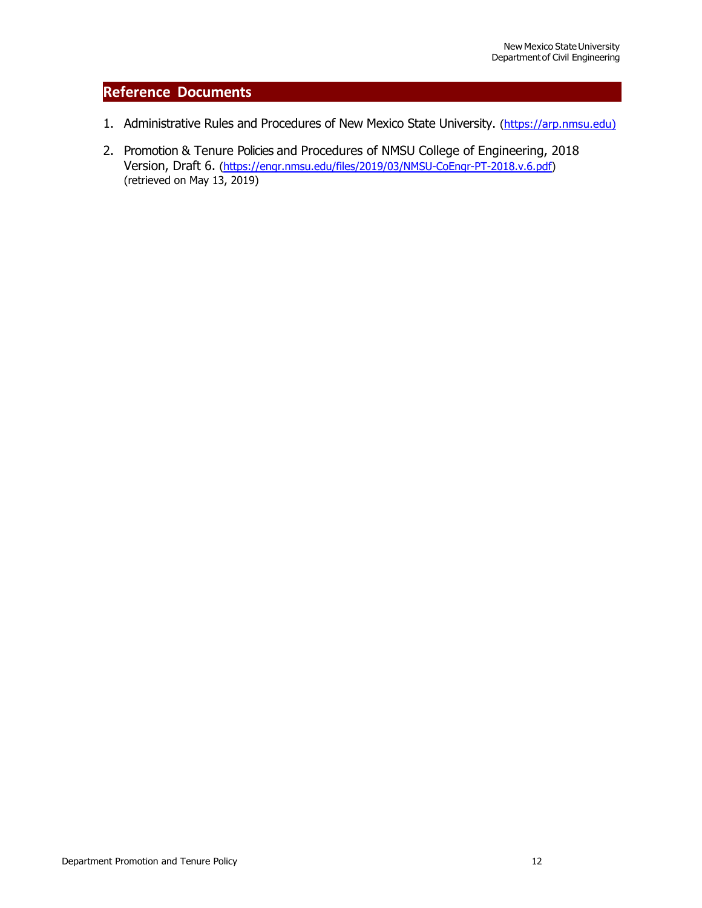## Reference Documents

1. Administrative Rules and Procedures of New Mexico State University. (https://arp.nmsu.edu)
2. Promotion & Tenure Policies and Procedures of NMSU College of Engineering, 2018 Version, Draft 6. (https://engr.nmsu.edu/files/2019/03/NMSU-CoEngr-PT-2018.v.6.pdf) (retrieved on May 13, 2019)